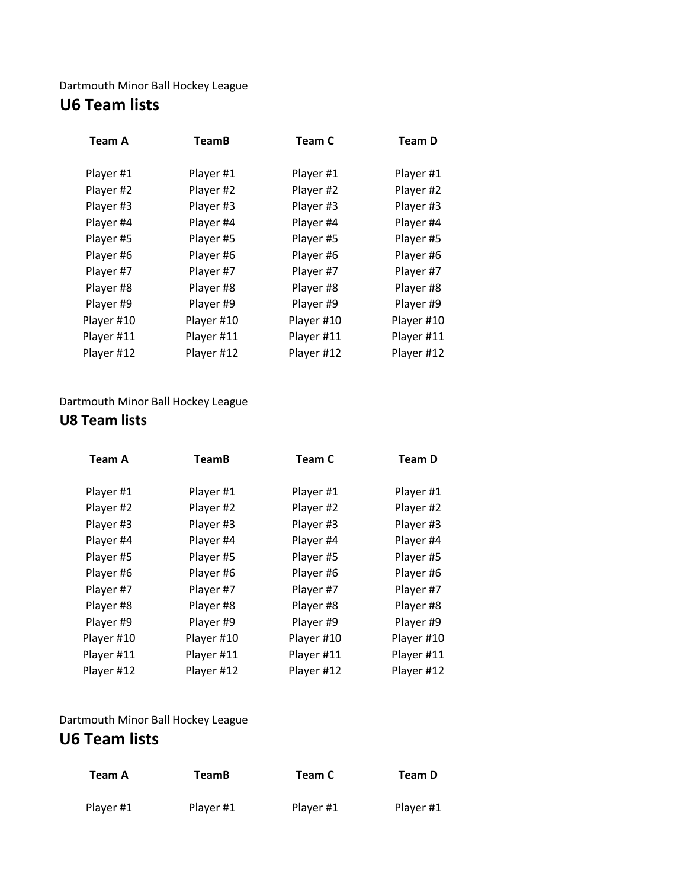Dartmouth Minor Ball Hockey League

## U6 Team lists

| Team A | TeamB | Team C | Team D |
|---|---|---|---|
| Player #1 | Player #1 | Player #1 | Player #1 |
| Player #2 | Player #2 | Player #2 | Player #2 |
| Player #3 | Player #3 | Player #3 | Player #3 |
| Player #4 | Player #4 | Player #4 | Player #4 |
| Player #5 | Player #5 | Player #5 | Player #5 |
| Player #6 | Player #6 | Player #6 | Player #6 |
| Player #7 | Player #7 | Player #7 | Player #7 |
| Player #8 | Player #8 | Player #8 | Player #8 |
| Player #9 | Player #9 | Player #9 | Player #9 |
| Player #10 | Player #10 | Player #10 | Player #10 |
| Player #11 | Player #11 | Player #11 | Player #11 |
| Player #12 | Player #12 | Player #12 | Player #12 |

Dartmouth Minor Ball Hockey League

## U8 Team lists

| Team A | TeamB | Team C | Team D |
|---|---|---|---|
| Player #1 | Player #1 | Player #1 | Player #1 |
| Player #2 | Player #2 | Player #2 | Player #2 |
| Player #3 | Player #3 | Player #3 | Player #3 |
| Player #4 | Player #4 | Player #4 | Player #4 |
| Player #5 | Player #5 | Player #5 | Player #5 |
| Player #6 | Player #6 | Player #6 | Player #6 |
| Player #7 | Player #7 | Player #7 | Player #7 |
| Player #8 | Player #8 | Player #8 | Player #8 |
| Player #9 | Player #9 | Player #9 | Player #9 |
| Player #10 | Player #10 | Player #10 | Player #10 |
| Player #11 | Player #11 | Player #11 | Player #11 |
| Player #12 | Player #12 | Player #12 | Player #12 |

Dartmouth Minor Ball Hockey League

## U6 Team lists

| Team A | TeamB | Team C | Team D |
|---|---|---|---|
| Player #1 | Player #1 | Player #1 | Player #1 |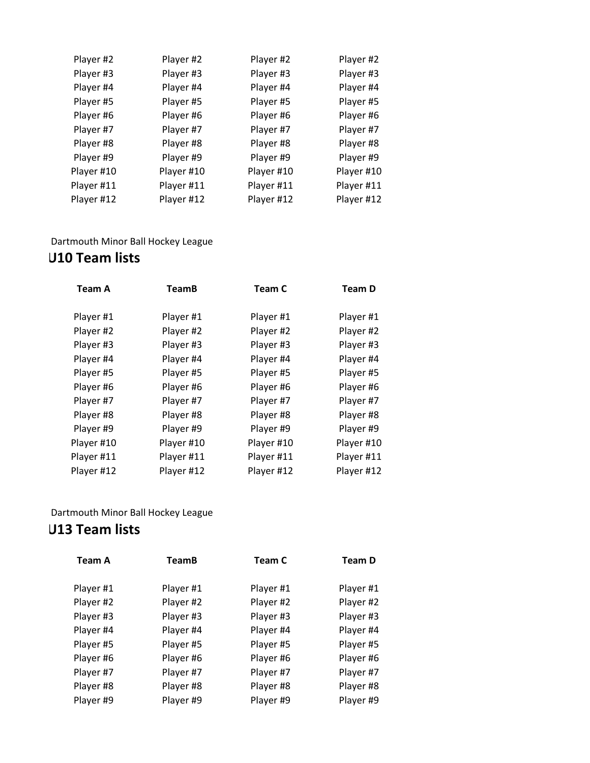| | | | |
|---|---|---|---|
| Player #2 | Player #2 | Player #2 | Player #2 |
| Player #3 | Player #3 | Player #3 | Player #3 |
| Player #4 | Player #4 | Player #4 | Player #4 |
| Player #5 | Player #5 | Player #5 | Player #5 |
| Player #6 | Player #6 | Player #6 | Player #6 |
| Player #7 | Player #7 | Player #7 | Player #7 |
| Player #8 | Player #8 | Player #8 | Player #8 |
| Player #9 | Player #9 | Player #9 | Player #9 |
| Player #10 | Player #10 | Player #10 | Player #10 |
| Player #11 | Player #11 | Player #11 | Player #11 |
| Player #12 | Player #12 | Player #12 | Player #12 |

Dartmouth Minor Ball Hockey League

## U10 Team lists

| Team A | TeamB | Team C | Team D |
|---|---|---|---|
| Player #1 | Player #1 | Player #1 | Player #1 |
| Player #2 | Player #2 | Player #2 | Player #2 |
| Player #3 | Player #3 | Player #3 | Player #3 |
| Player #4 | Player #4 | Player #4 | Player #4 |
| Player #5 | Player #5 | Player #5 | Player #5 |
| Player #6 | Player #6 | Player #6 | Player #6 |
| Player #7 | Player #7 | Player #7 | Player #7 |
| Player #8 | Player #8 | Player #8 | Player #8 |
| Player #9 | Player #9 | Player #9 | Player #9 |
| Player #10 | Player #10 | Player #10 | Player #10 |
| Player #11 | Player #11 | Player #11 | Player #11 |
| Player #12 | Player #12 | Player #12 | Player #12 |

Dartmouth Minor Ball Hockey League

## U13 Team lists

| Team A | TeamB | Team C | Team D |
|---|---|---|---|
| Player #1 | Player #1 | Player #1 | Player #1 |
| Player #2 | Player #2 | Player #2 | Player #2 |
| Player #3 | Player #3 | Player #3 | Player #3 |
| Player #4 | Player #4 | Player #4 | Player #4 |
| Player #5 | Player #5 | Player #5 | Player #5 |
| Player #6 | Player #6 | Player #6 | Player #6 |
| Player #7 | Player #7 | Player #7 | Player #7 |
| Player #8 | Player #8 | Player #8 | Player #8 |
| Player #9 | Player #9 | Player #9 | Player #9 |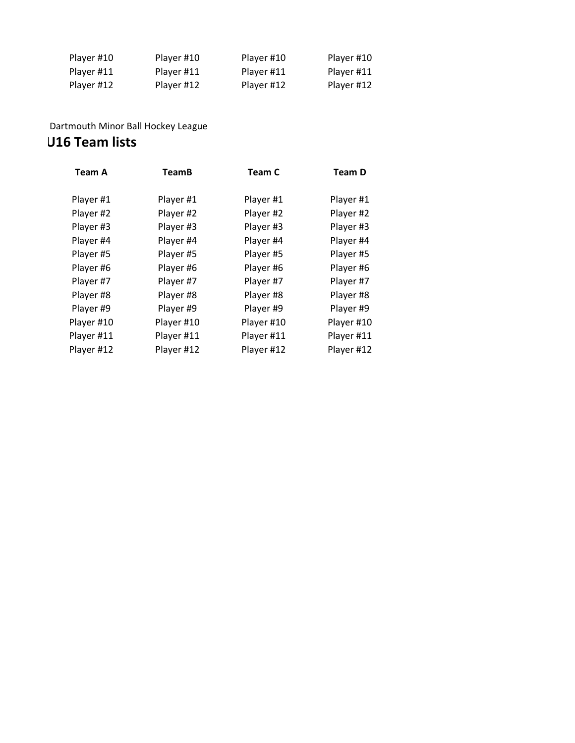| | | | |
|---|---|---|---|
| Player #10 | Player #10 | Player #10 | Player #10 |
| Player #11 | Player #11 | Player #11 | Player #11 |
| Player #12 | Player #12 | Player #12 | Player #12 |

Dartmouth Minor Ball Hockey League

## U16 Team lists

| Team A | TeamB | Team C | Team D |
|---|---|---|---|
| Player #1 | Player #1 | Player #1 | Player #1 |
| Player #2 | Player #2 | Player #2 | Player #2 |
| Player #3 | Player #3 | Player #3 | Player #3 |
| Player #4 | Player #4 | Player #4 | Player #4 |
| Player #5 | Player #5 | Player #5 | Player #5 |
| Player #6 | Player #6 | Player #6 | Player #6 |
| Player #7 | Player #7 | Player #7 | Player #7 |
| Player #8 | Player #8 | Player #8 | Player #8 |
| Player #9 | Player #9 | Player #9 | Player #9 |
| Player #10 | Player #10 | Player #10 | Player #10 |
| Player #11 | Player #11 | Player #11 | Player #11 |
| Player #12 | Player #12 | Player #12 | Player #12 |